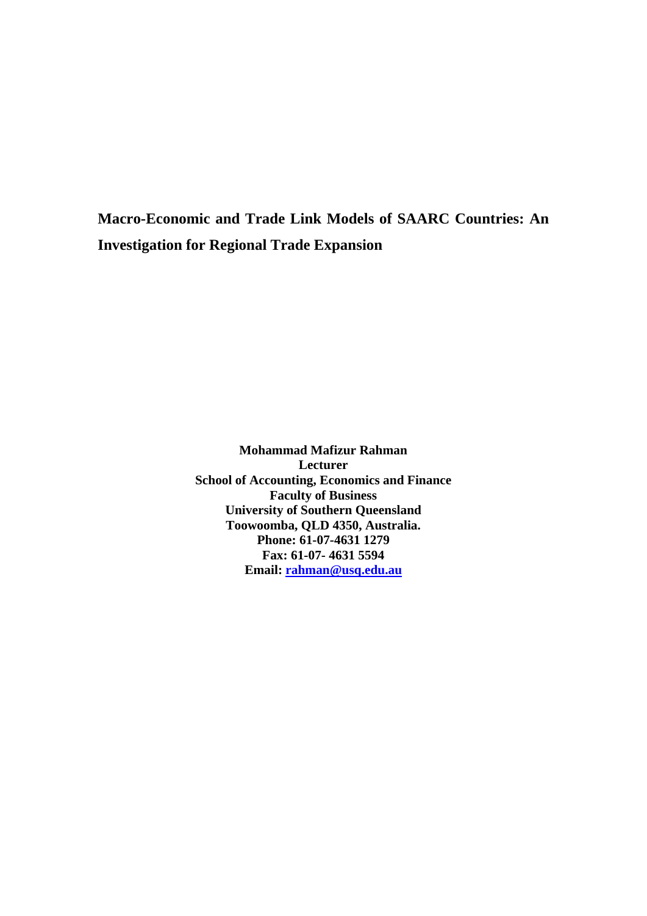# Macro-Economic and Trade Link Models of SAARC Countries: An Investigation for Regional Trade Expansion

**Mohammad Mafizur Rahman**
**Lecturer**
**School of Accounting, Economics and Finance**
**Faculty of Business**
**University of Southern Queensland**
**Toowoomba, QLD 4350, Australia.**
**Phone: 61-07-4631 1279**
**Fax: 61-07- 4631 5594**
**Email: rahman@usq.edu.au**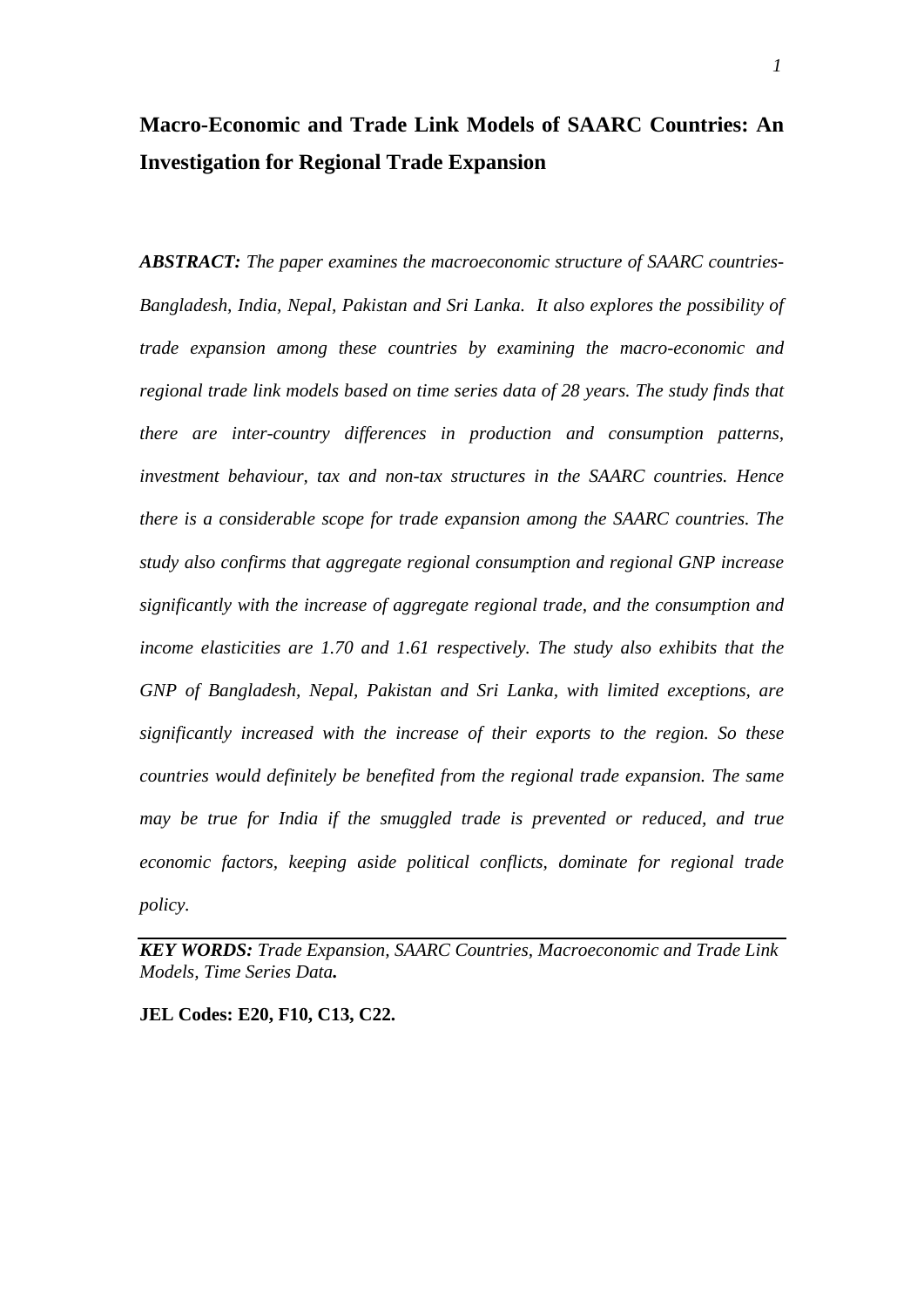# Macro-Economic and Trade Link Models of SAARC Countries: An Investigation for Regional Trade Expansion

***ABSTRACT:*** *The paper examines the macroeconomic structure of SAARC countries-Bangladesh, India, Nepal, Pakistan and Sri Lanka. It also explores the possibility of trade expansion among these countries by examining the macro-economic and regional trade link models based on time series data of 28 years. The study finds that there are inter-country differences in production and consumption patterns, investment behaviour, tax and non-tax structures in the SAARC countries. Hence there is a considerable scope for trade expansion among the SAARC countries. The study also confirms that aggregate regional consumption and regional GNP increase significantly with the increase of aggregate regional trade, and the consumption and income elasticities are 1.70 and 1.61 respectively. The study also exhibits that the GNP of Bangladesh, Nepal, Pakistan and Sri Lanka, with limited exceptions, are significantly increased with the increase of their exports to the region. So these countries would definitely be benefited from the regional trade expansion. The same may be true for India if the smuggled trade is prevented or reduced, and true economic factors, keeping aside political conflicts, dominate for regional trade policy.*

***KEY WORDS:*** *Trade Expansion, SAARC Countries, Macroeconomic and Trade Link Models, Time Series Data.*

**JEL Codes: E20, F10, C13, C22.**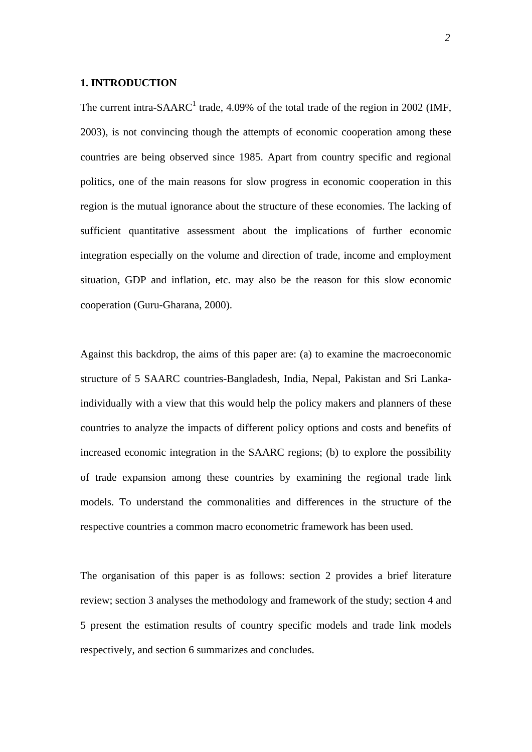## 1. INTRODUCTION

The current intra-SAARC[1] trade, 4.09% of the total trade of the region in 2002 (IMF, 2003), is not convincing though the attempts of economic cooperation among these countries are being observed since 1985. Apart from country specific and regional politics, one of the main reasons for slow progress in economic cooperation in this region is the mutual ignorance about the structure of these economies. The lacking of sufficient quantitative assessment about the implications of further economic integration especially on the volume and direction of trade, income and employment situation, GDP and inflation, etc. may also be the reason for this slow economic cooperation (Guru-Gharana, 2000).

Against this backdrop, the aims of this paper are: (a) to examine the macroeconomic structure of 5 SAARC countries-Bangladesh, India, Nepal, Pakistan and Sri Lanka-individually with a view that this would help the policy makers and planners of these countries to analyze the impacts of different policy options and costs and benefits of increased economic integration in the SAARC regions; (b) to explore the possibility of trade expansion among these countries by examining the regional trade link models. To understand the commonalities and differences in the structure of the respective countries a common macro econometric framework has been used.

The organisation of this paper is as follows: section 2 provides a brief literature review; section 3 analyses the methodology and framework of the study; section 4 and 5 present the estimation results of country specific models and trade link models respectively, and section 6 summarizes and concludes.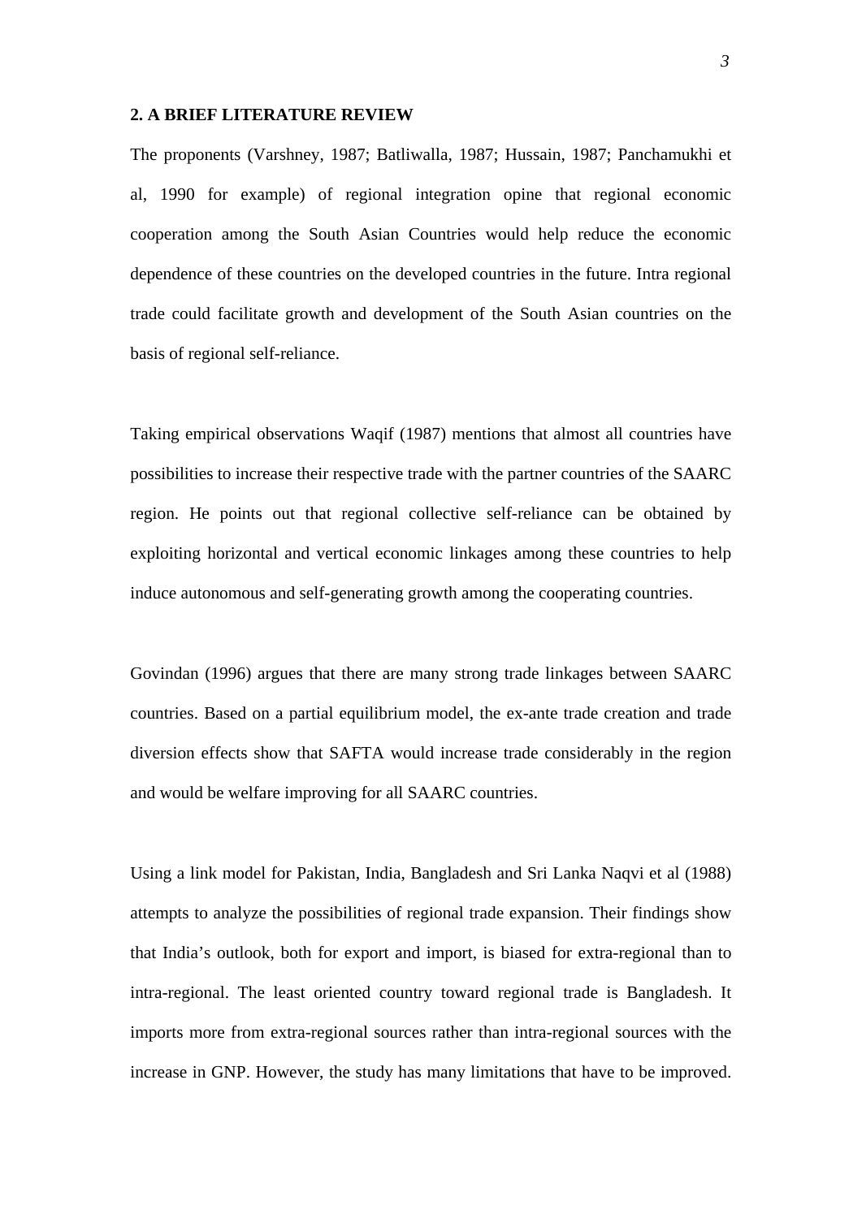## 2. A BRIEF LITERATURE REVIEW

The proponents (Varshney, 1987; Batliwalla, 1987; Hussain, 1987; Panchamukhi et al, 1990 for example) of regional integration opine that regional economic cooperation among the South Asian Countries would help reduce the economic dependence of these countries on the developed countries in the future. Intra regional trade could facilitate growth and development of the South Asian countries on the basis of regional self-reliance.

Taking empirical observations Waqif (1987) mentions that almost all countries have possibilities to increase their respective trade with the partner countries of the SAARC region. He points out that regional collective self-reliance can be obtained by exploiting horizontal and vertical economic linkages among these countries to help induce autonomous and self-generating growth among the cooperating countries.

Govindan (1996) argues that there are many strong trade linkages between SAARC countries. Based on a partial equilibrium model, the ex-ante trade creation and trade diversion effects show that SAFTA would increase trade considerably in the region and would be welfare improving for all SAARC countries.

Using a link model for Pakistan, India, Bangladesh and Sri Lanka Naqvi et al (1988) attempts to analyze the possibilities of regional trade expansion. Their findings show that India's outlook, both for export and import, is biased for extra-regional than to intra-regional. The least oriented country toward regional trade is Bangladesh. It imports more from extra-regional sources rather than intra-regional sources with the increase in GNP. However, the study has many limitations that have to be improved.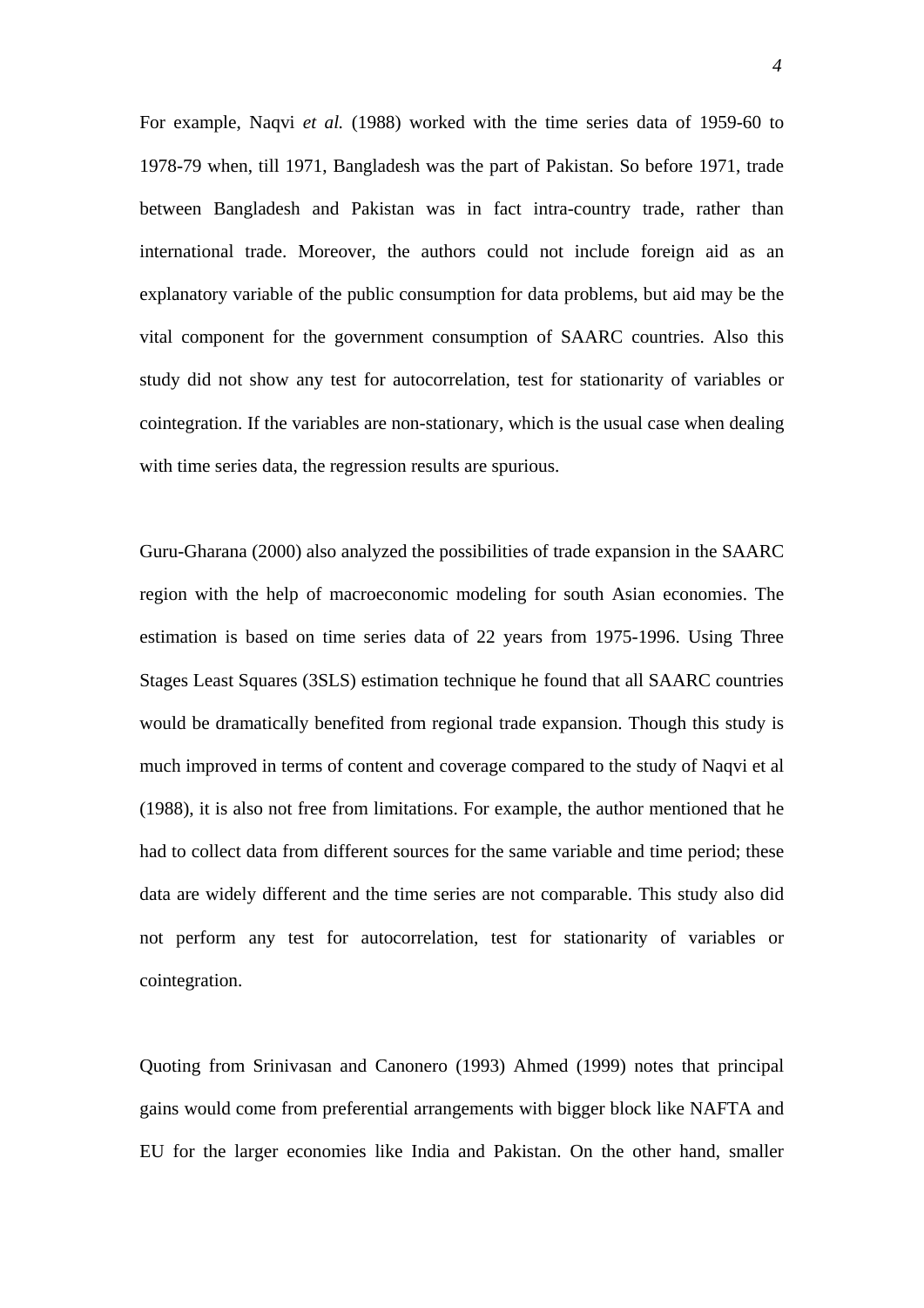For example, Naqvi *et al.* (1988) worked with the time series data of 1959-60 to 1978-79 when, till 1971, Bangladesh was the part of Pakistan. So before 1971, trade between Bangladesh and Pakistan was in fact intra-country trade, rather than international trade. Moreover, the authors could not include foreign aid as an explanatory variable of the public consumption for data problems, but aid may be the vital component for the government consumption of SAARC countries. Also this study did not show any test for autocorrelation, test for stationarity of variables or cointegration. If the variables are non-stationary, which is the usual case when dealing with time series data, the regression results are spurious.

Guru-Gharana (2000) also analyzed the possibilities of trade expansion in the SAARC region with the help of macroeconomic modeling for south Asian economies. The estimation is based on time series data of 22 years from 1975-1996. Using Three Stages Least Squares (3SLS) estimation technique he found that all SAARC countries would be dramatically benefited from regional trade expansion. Though this study is much improved in terms of content and coverage compared to the study of Naqvi et al (1988), it is also not free from limitations. For example, the author mentioned that he had to collect data from different sources for the same variable and time period; these data are widely different and the time series are not comparable. This study also did not perform any test for autocorrelation, test for stationarity of variables or cointegration.

Quoting from Srinivasan and Canonero (1993) Ahmed (1999) notes that principal gains would come from preferential arrangements with bigger block like NAFTA and EU for the larger economies like India and Pakistan. On the other hand, smaller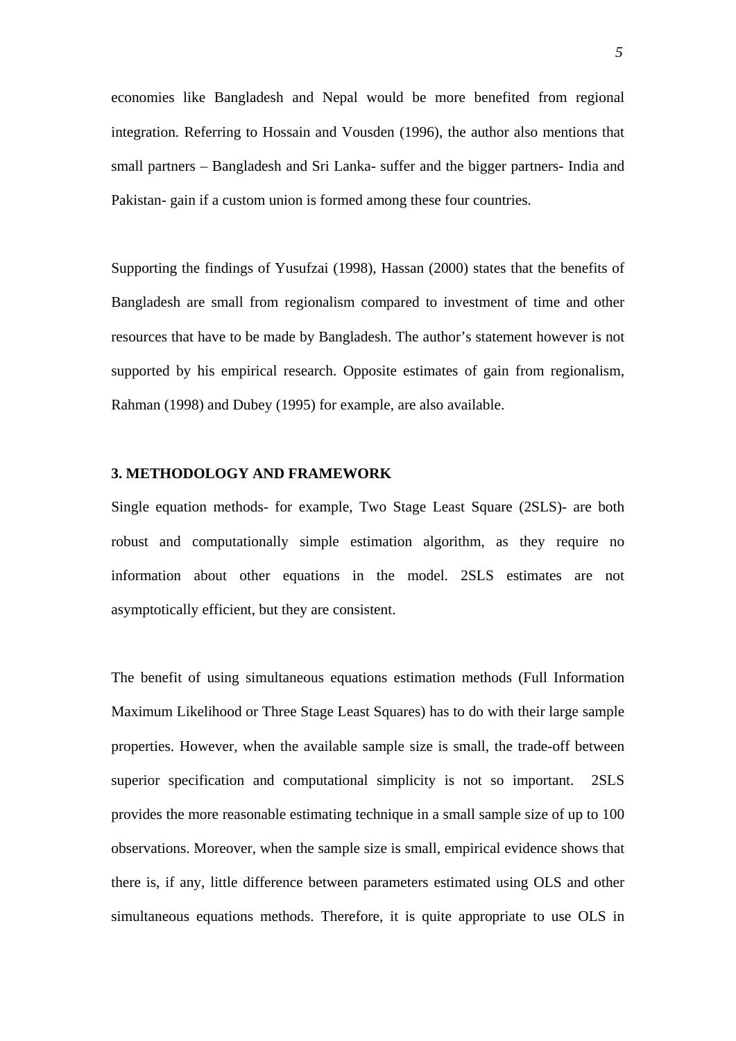economies like Bangladesh and Nepal would be more benefited from regional integration. Referring to Hossain and Vousden (1996), the author also mentions that small partners – Bangladesh and Sri Lanka- suffer and the bigger partners- India and Pakistan- gain if a custom union is formed among these four countries.

Supporting the findings of Yusufzai (1998), Hassan (2000) states that the benefits of Bangladesh are small from regionalism compared to investment of time and other resources that have to be made by Bangladesh. The author's statement however is not supported by his empirical research. Opposite estimates of gain from regionalism, Rahman (1998) and Dubey (1995) for example, are also available.

## 3. METHODOLOGY AND FRAMEWORK

Single equation methods- for example, Two Stage Least Square (2SLS)- are both robust and computationally simple estimation algorithm, as they require no information about other equations in the model. 2SLS estimates are not asymptotically efficient, but they are consistent.

The benefit of using simultaneous equations estimation methods (Full Information Maximum Likelihood or Three Stage Least Squares) has to do with their large sample properties. However, when the available sample size is small, the trade-off between superior specification and computational simplicity is not so important. 2SLS provides the more reasonable estimating technique in a small sample size of up to 100 observations. Moreover, when the sample size is small, empirical evidence shows that there is, if any, little difference between parameters estimated using OLS and other simultaneous equations methods. Therefore, it is quite appropriate to use OLS in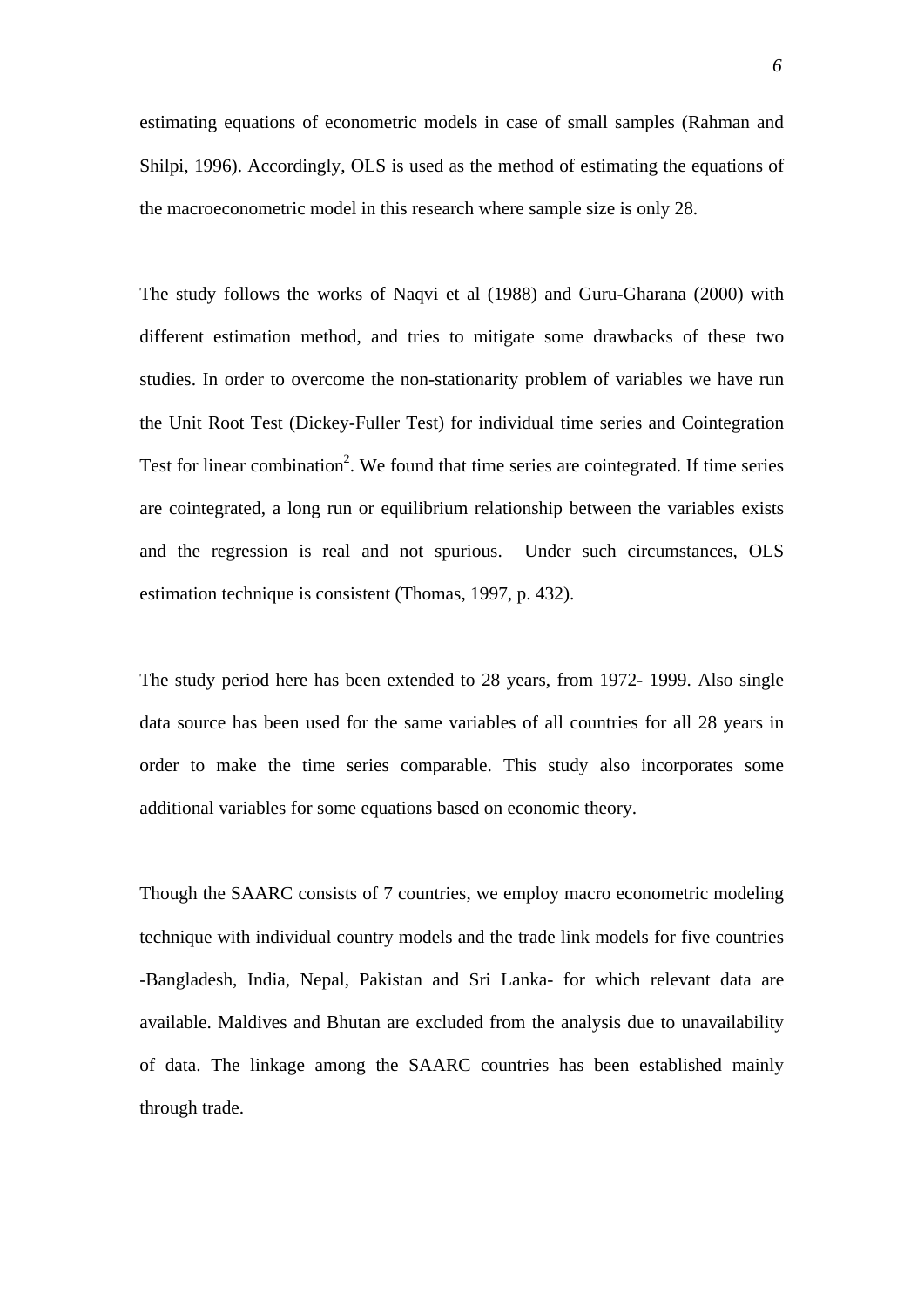estimating equations of econometric models in case of small samples (Rahman and Shilpi, 1996). Accordingly, OLS is used as the method of estimating the equations of the macroeconometric model in this research where sample size is only 28.

The study follows the works of Naqvi et al (1988) and Guru-Gharana (2000) with different estimation method, and tries to mitigate some drawbacks of these two studies. In order to overcome the non-stationarity problem of variables we have run the Unit Root Test (Dickey-Fuller Test) for individual time series and Cointegration Test for linear combination[2]. We found that time series are cointegrated. If time series are cointegrated, a long run or equilibrium relationship between the variables exists and the regression is real and not spurious. Under such circumstances, OLS estimation technique is consistent (Thomas, 1997, p. 432).

The study period here has been extended to 28 years, from 1972- 1999. Also single data source has been used for the same variables of all countries for all 28 years in order to make the time series comparable. This study also incorporates some additional variables for some equations based on economic theory.

Though the SAARC consists of 7 countries, we employ macro econometric modeling technique with individual country models and the trade link models for five countries -Bangladesh, India, Nepal, Pakistan and Sri Lanka- for which relevant data are available. Maldives and Bhutan are excluded from the analysis due to unavailability of data. The linkage among the SAARC countries has been established mainly through trade.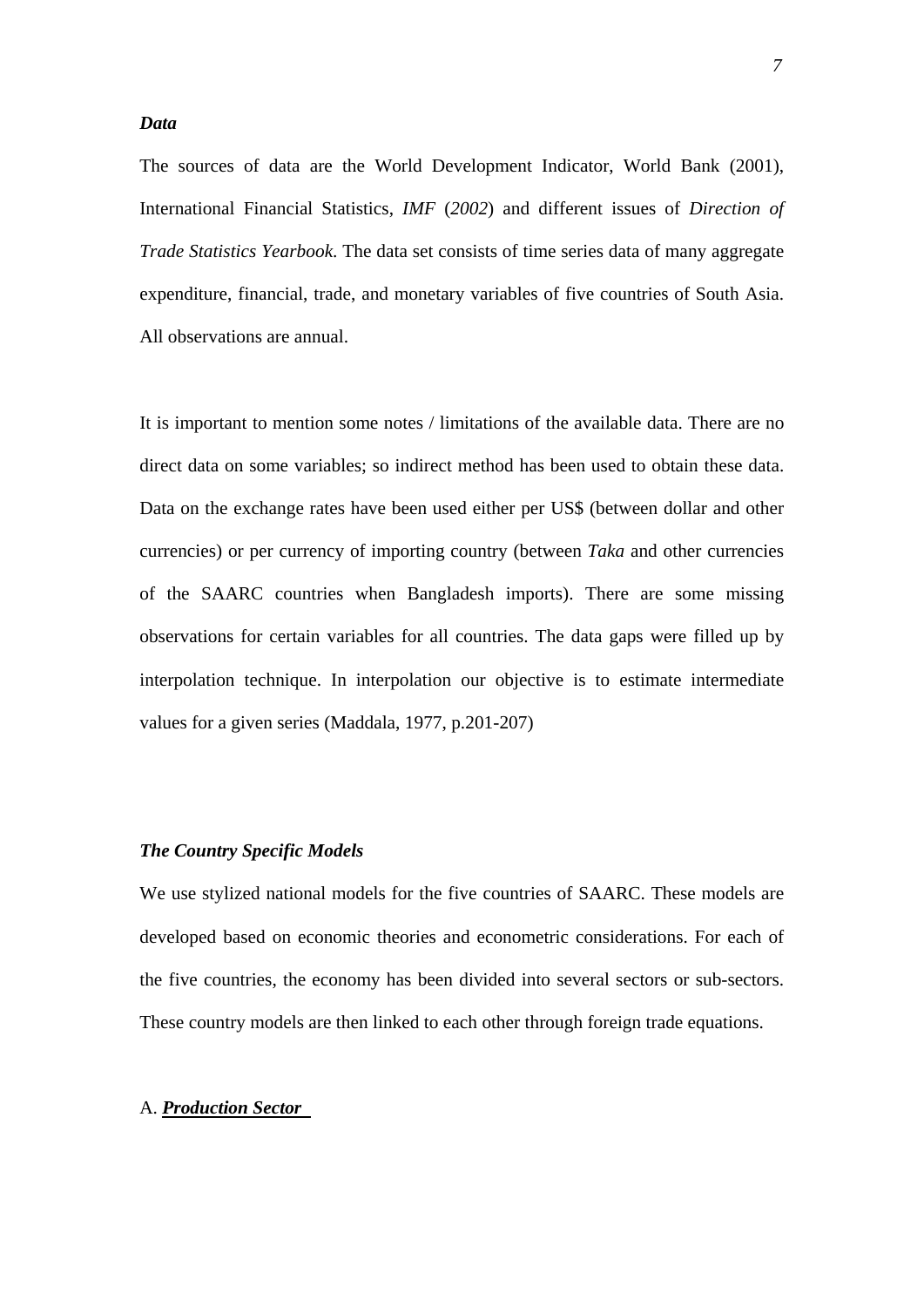### *Data*

The sources of data are the World Development Indicator, World Bank (2001), International Financial Statistics, *IMF* (*2002*) and different issues of *Direction of Trade Statistics Yearbook.* The data set consists of time series data of many aggregate expenditure, financial, trade, and monetary variables of five countries of South Asia. All observations are annual.

It is important to mention some notes / limitations of the available data. There are no direct data on some variables; so indirect method has been used to obtain these data. Data on the exchange rates have been used either per US$ (between dollar and other currencies) or per currency of importing country (between *Taka* and other currencies of the SAARC countries when Bangladesh imports). There are some missing observations for certain variables for all countries. The data gaps were filled up by interpolation technique. In interpolation our objective is to estimate intermediate values for a given series (Maddala, 1977, p.201-207)

### *The Country Specific Models*

We use stylized national models for the five countries of SAARC. These models are developed based on economic theories and econometric considerations. For each of the five countries, the economy has been divided into several sectors or sub-sectors. These country models are then linked to each other through foreign trade equations.

#### A. ***Production Sector***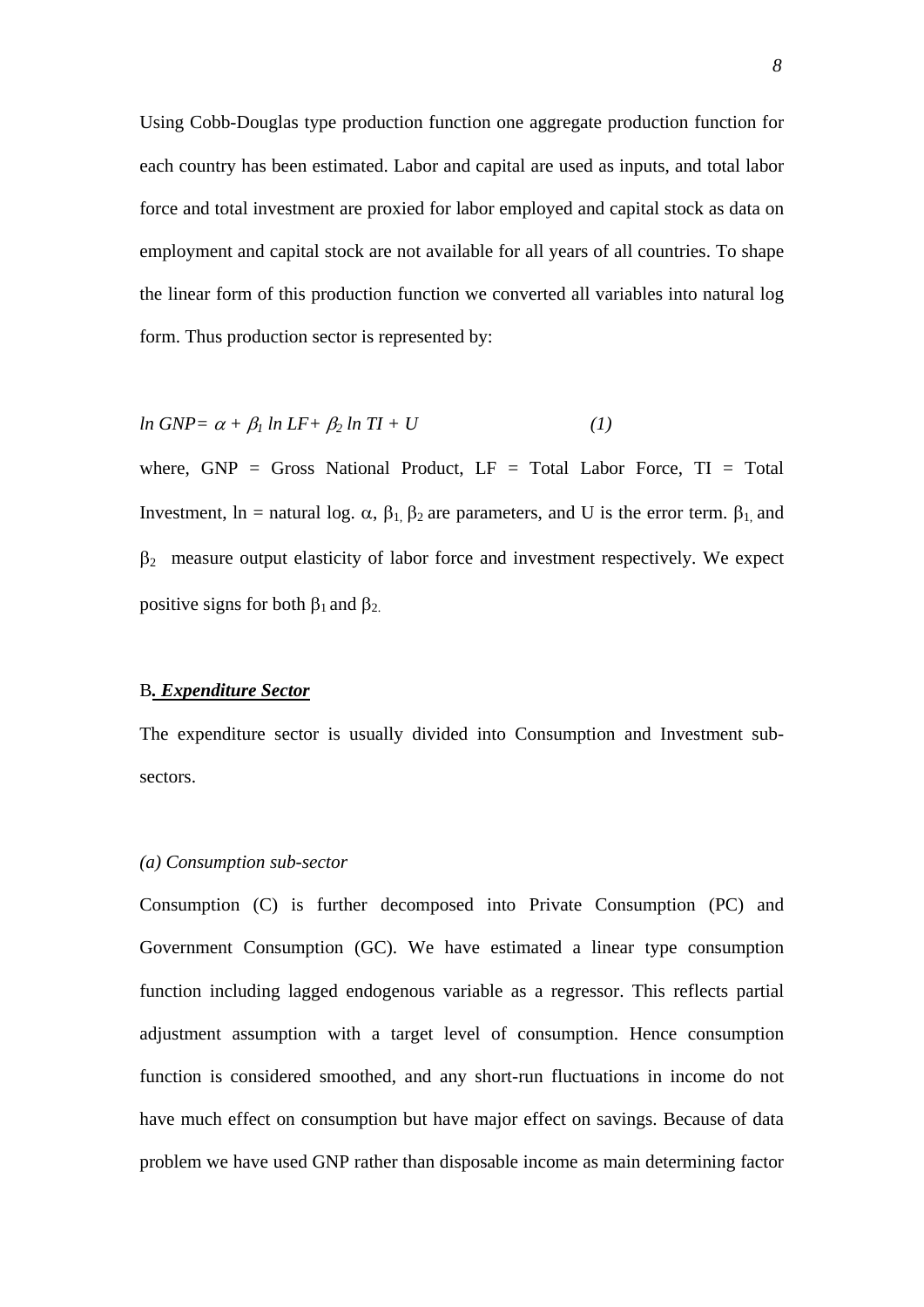Using Cobb-Douglas type production function one aggregate production function for each country has been estimated. Labor and capital are used as inputs, and total labor force and total investment are proxied for labor employed and capital stock as data on employment and capital stock are not available for all years of all countries. To shape the linear form of this production function we converted all variables into natural log form. Thus production sector is represented by:

$$\ln GNP = \alpha + \beta_1 \ln LF + \beta_2 \ln TI + U \qquad (1)$$

where, GNP = Gross National Product, LF = Total Labor Force, TI = Total Investment, ln = natural log. $\alpha$, $\beta_1$, $\beta_2$ are parameters, and U is the error term. $\beta_1$ and $\beta_2$ measure output elasticity of labor force and investment respectively. We expect positive signs for both $\beta_1$ and $\beta_2$.

**B. *Expenditure Sector***

The expenditure sector is usually divided into Consumption and Investment sub-sectors.

*(a) Consumption sub-sector*

Consumption (C) is further decomposed into Private Consumption (PC) and Government Consumption (GC). We have estimated a linear type consumption function including lagged endogenous variable as a regressor. This reflects partial adjustment assumption with a target level of consumption. Hence consumption function is considered smoothed, and any short-run fluctuations in income do not have much effect on consumption but have major effect on savings. Because of data problem we have used GNP rather than disposable income as main determining factor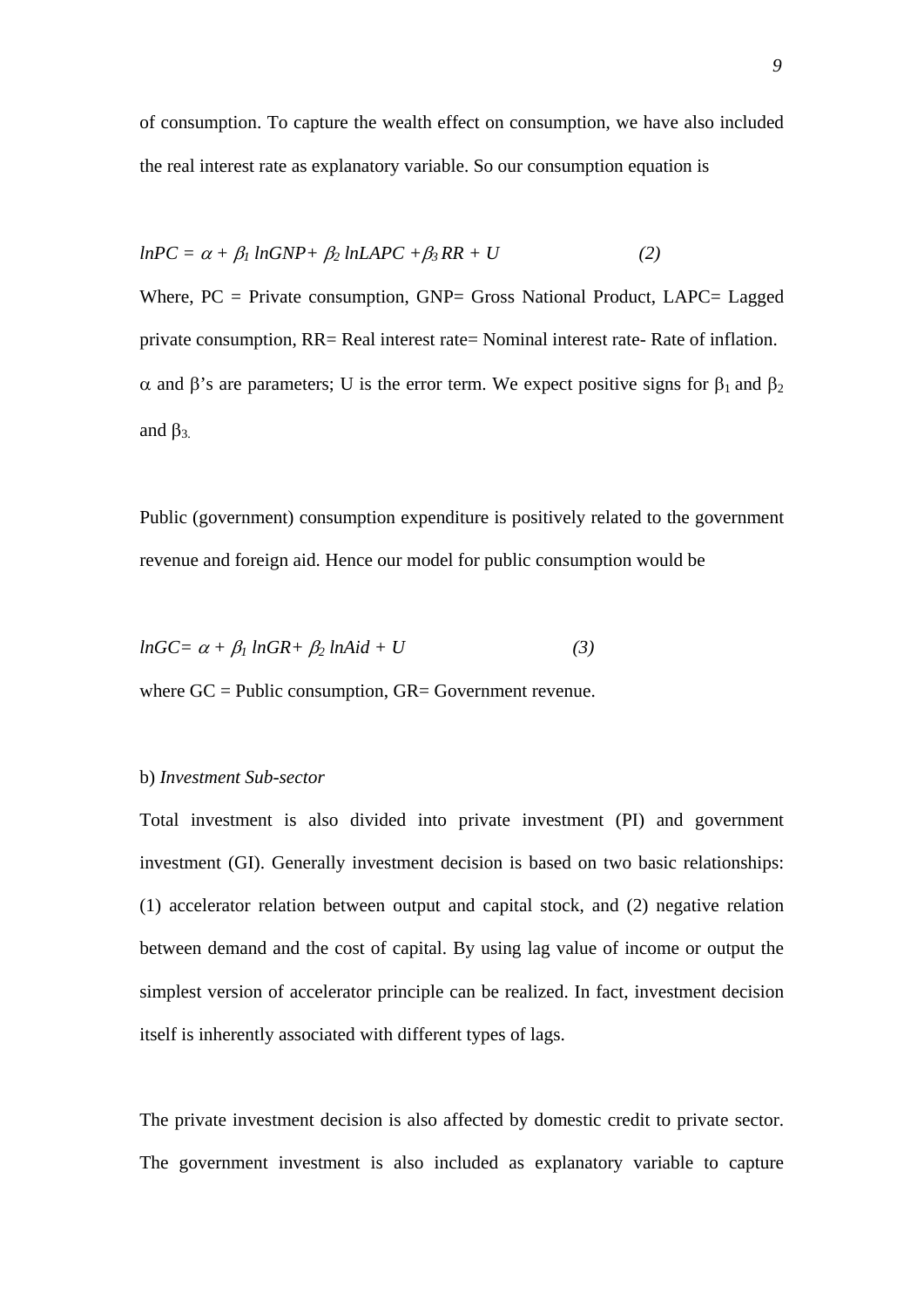of consumption. To capture the wealth effect on consumption, we have also included the real interest rate as explanatory variable. So our consumption equation is

$$lnPC = \alpha + \beta_1\, lnGNP + \beta_2\, lnLAPC + \beta_3\, RR + U \qquad (2)$$

Where, PC = Private consumption, GNP= Gross National Product, LAPC= Lagged private consumption, RR= Real interest rate= Nominal interest rate- Rate of inflation. $\alpha$ and $\beta$'s are parameters; U is the error term. We expect positive signs for $\beta_1$ and $\beta_2$ and $\beta_3$.

Public (government) consumption expenditure is positively related to the government revenue and foreign aid. Hence our model for public consumption would be

$$lnGC = \alpha + \beta_1\, lnGR + \beta_2\, lnAid + U \qquad (3)$$

where GC = Public consumption, GR= Government revenue.

b) *Investment Sub-sector*

Total investment is also divided into private investment (PI) and government investment (GI). Generally investment decision is based on two basic relationships: (1) accelerator relation between output and capital stock, and (2) negative relation between demand and the cost of capital. By using lag value of income or output the simplest version of accelerator principle can be realized. In fact, investment decision itself is inherently associated with different types of lags.

The private investment decision is also affected by domestic credit to private sector. The government investment is also included as explanatory variable to capture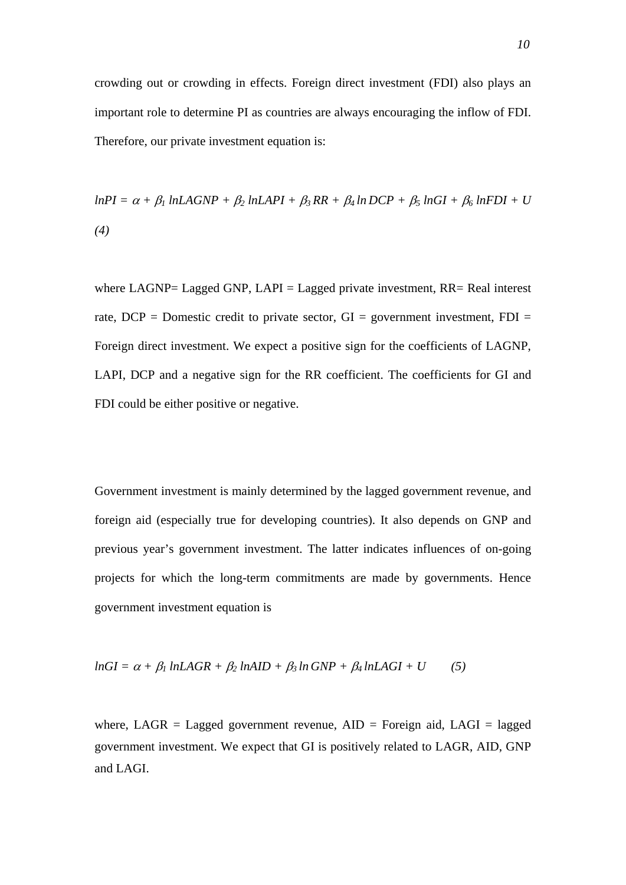crowding out or crowding in effects. Foreign direct investment (FDI) also plays an important role to determine PI as countries are always encouraging the inflow of FDI. Therefore, our private investment equation is:

$$lnPI = \alpha + \beta_1 \, lnLAGNP + \beta_2 \, lnLAPI + \beta_3 \, RR + \beta_4 \, ln\, DCP + \beta_5 \, lnGI + \beta_6 \, lnFDI + U \quad (4)$$

where LAGNP= Lagged GNP, LAPI = Lagged private investment, RR= Real interest rate, DCP = Domestic credit to private sector, GI = government investment, FDI = Foreign direct investment. We expect a positive sign for the coefficients of LAGNP, LAPI, DCP and a negative sign for the RR coefficient. The coefficients for GI and FDI could be either positive or negative.

Government investment is mainly determined by the lagged government revenue, and foreign aid (especially true for developing countries). It also depends on GNP and previous year's government investment. The latter indicates influences of on-going projects for which the long-term commitments are made by governments. Hence government investment equation is

$$lnGI = \alpha + \beta_1 \, lnLAGR + \beta_2 \, lnAID + \beta_3 \, ln\, GNP + \beta_4 \, lnLAGI + U \quad (5)$$

where, LAGR = Lagged government revenue, AID = Foreign aid, LAGI = lagged government investment. We expect that GI is positively related to LAGR, AID, GNP and LAGI.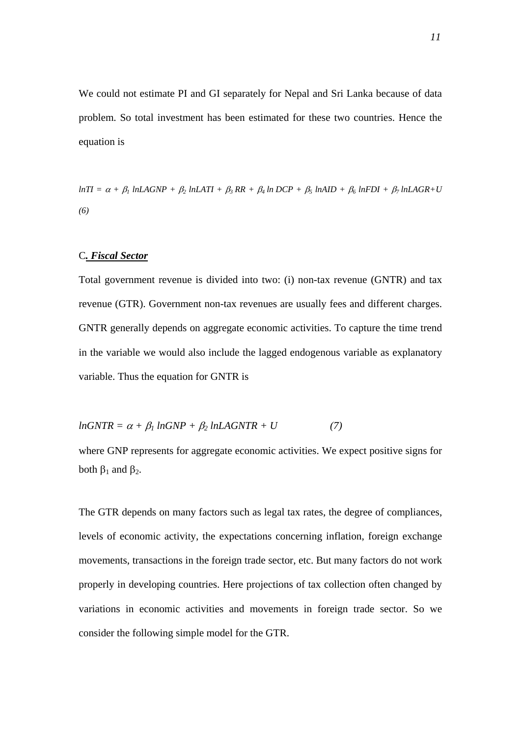We could not estimate PI and GI separately for Nepal and Sri Lanka because of data problem. So total investment has been estimated for these two countries. Hence the equation is

$$lnTI = \alpha + \beta_1 \, lnLAGNP + \beta_2 \, lnLATI + \beta_3 \, RR + \beta_4 \, ln \, DCP + \beta_5 \, lnAID + \beta_6 \, lnFDI + \beta_7 \, lnLAGR + U \quad (6)$$

C***. Fiscal Sector***

Total government revenue is divided into two: (i) non-tax revenue (GNTR) and tax revenue (GTR). Government non-tax revenues are usually fees and different charges. GNTR generally depends on aggregate economic activities. To capture the time trend in the variable we would also include the lagged endogenous variable as explanatory variable. Thus the equation for GNTR is

$$lnGNTR = \alpha + \beta_1 \, lnGNP + \beta_2 \, lnLAGNTR + U \qquad (7)$$

where GNP represents for aggregate economic activities. We expect positive signs for both $\beta_1$ and $\beta_2$.

The GTR depends on many factors such as legal tax rates, the degree of compliances, levels of economic activity, the expectations concerning inflation, foreign exchange movements, transactions in the foreign trade sector, etc. But many factors do not work properly in developing countries. Here projections of tax collection often changed by variations in economic activities and movements in foreign trade sector. So we consider the following simple model for the GTR.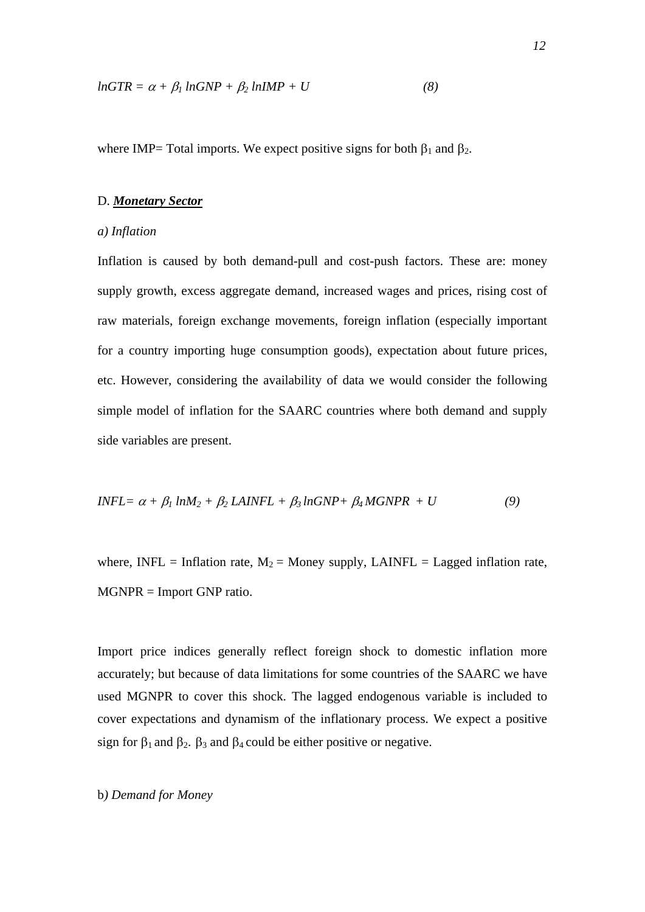$$lnGTR = \alpha + \beta_1 \, lnGNP + \beta_2 \, lnIMP + U \qquad (8)$$

where IMP= Total imports. We expect positive signs for both $\beta_1$ and $\beta_2$.

D. ***Monetary Sector***

*a) Inflation*

Inflation is caused by both demand-pull and cost-push factors. These are: money supply growth, excess aggregate demand, increased wages and prices, rising cost of raw materials, foreign exchange movements, foreign inflation (especially important for a country importing huge consumption goods), expectation about future prices, etc. However, considering the availability of data we would consider the following simple model of inflation for the SAARC countries where both demand and supply side variables are present.

$$INFL = \alpha + \beta_1 \, lnM_2 + \beta_2 \, LAINFL + \beta_3 \, lnGNP + \beta_4 \, MGNPR + U \qquad (9)$$

where, INFL = Inflation rate, $M_2$ = Money supply, LAINFL = Lagged inflation rate, MGNPR = Import GNP ratio.

Import price indices generally reflect foreign shock to domestic inflation more accurately; but because of data limitations for some countries of the SAARC we have used MGNPR to cover this shock. The lagged endogenous variable is included to cover expectations and dynamism of the inflationary process. We expect a positive sign for $\beta_1$ and $\beta_2$. $\beta_3$ and $\beta_4$ could be either positive or negative.

b*) Demand for Money*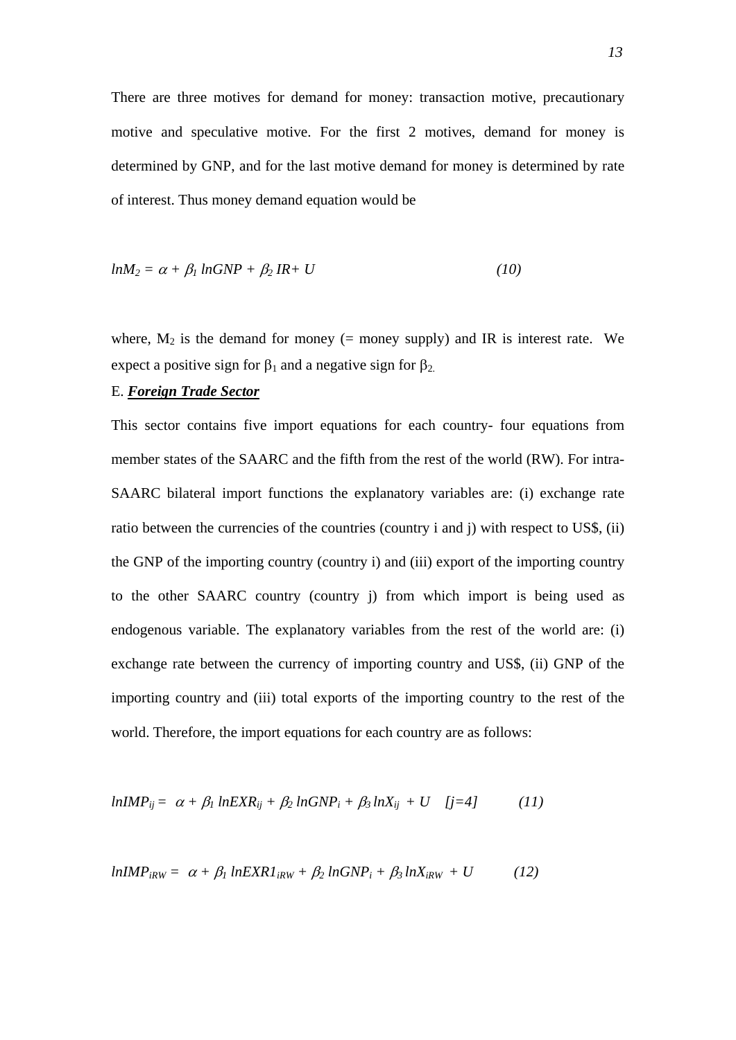There are three motives for demand for money: transaction motive, precautionary motive and speculative motive. For the first 2 motives, demand for money is determined by GNP, and for the last motive demand for money is determined by rate of interest. Thus money demand equation would be

$$lnM_2 = \alpha + \beta_1 \, lnGNP + \beta_2 \, IR + U \qquad (10)$$

where, $M_2$ is the demand for money (= money supply) and IR is interest rate. We expect a positive sign for $\beta_1$ and a negative sign for $\beta_2$.

E. ***Foreign Trade Sector***

This sector contains five import equations for each country- four equations from member states of the SAARC and the fifth from the rest of the world (RW). For intra-SAARC bilateral import functions the explanatory variables are: (i) exchange rate ratio between the currencies of the countries (country i and j) with respect to US$, (ii) the GNP of the importing country (country i) and (iii) export of the importing country to the other SAARC country (country j) from which import is being used as endogenous variable. The explanatory variables from the rest of the world are: (i) exchange rate between the currency of importing country and US$, (ii) GNP of the importing country and (iii) total exports of the importing country to the rest of the world. Therefore, the import equations for each country are as follows:

$$lnIMP_{ij} = \alpha + \beta_1 \, lnEXR_{ij} + \beta_2 \, lnGNP_i + \beta_3 \, lnX_{ij} + U \quad [j=4] \qquad (11)$$

$$lnIMP_{iRW} = \alpha + \beta_1 \, lnEXR1_{iRW} + \beta_2 \, lnGNP_i + \beta_3 \, lnX_{iRW} + U \qquad (12)$$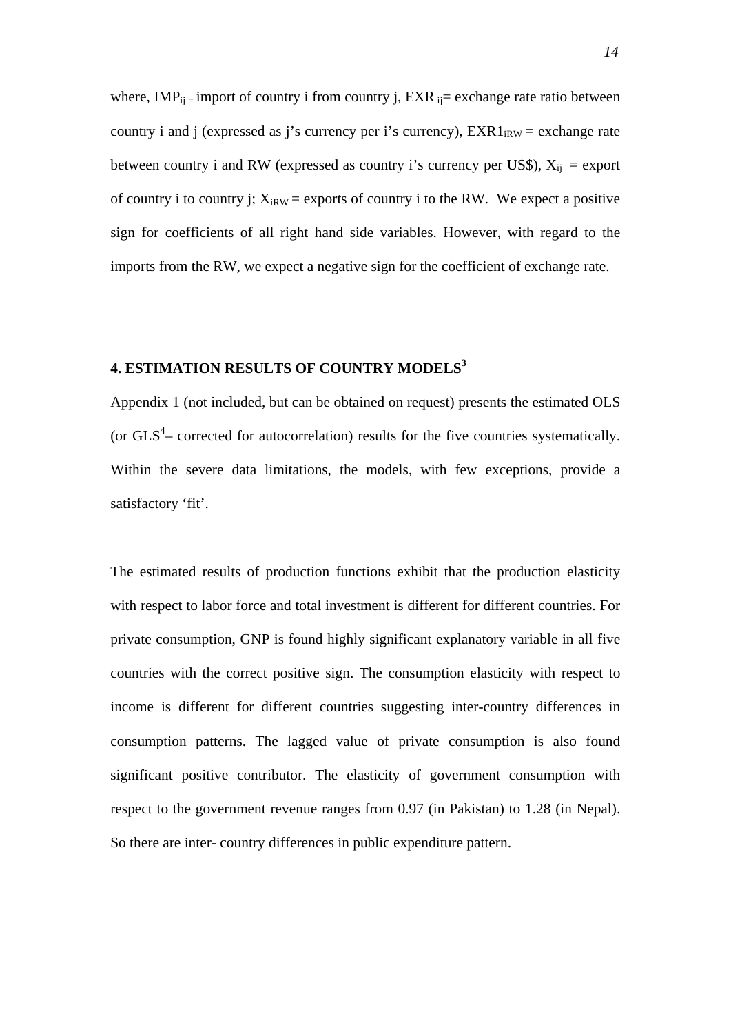where, $IMP_{ij}$ = import of country i from country j, $EXR_{ij}$= exchange rate ratio between country i and j (expressed as j's currency per i's currency), $EXR1_{iRW}$ = exchange rate between country i and RW (expressed as country i's currency per US$), $X_{ij}$ = export of country i to country j; $X_{iRW}$ = exports of country i to the RW. We expect a positive sign for coefficients of all right hand side variables. However, with regard to the imports from the RW, we expect a negative sign for the coefficient of exchange rate.

## 4. ESTIMATION RESULTS OF COUNTRY MODELS[3]

Appendix 1 (not included, but can be obtained on request) presents the estimated OLS (or GLS[4]– corrected for autocorrelation) results for the five countries systematically. Within the severe data limitations, the models, with few exceptions, provide a satisfactory 'fit'.

The estimated results of production functions exhibit that the production elasticity with respect to labor force and total investment is different for different countries. For private consumption, GNP is found highly significant explanatory variable in all five countries with the correct positive sign. The consumption elasticity with respect to income is different for different countries suggesting inter-country differences in consumption patterns. The lagged value of private consumption is also found significant positive contributor. The elasticity of government consumption with respect to the government revenue ranges from 0.97 (in Pakistan) to 1.28 (in Nepal). So there are inter- country differences in public expenditure pattern.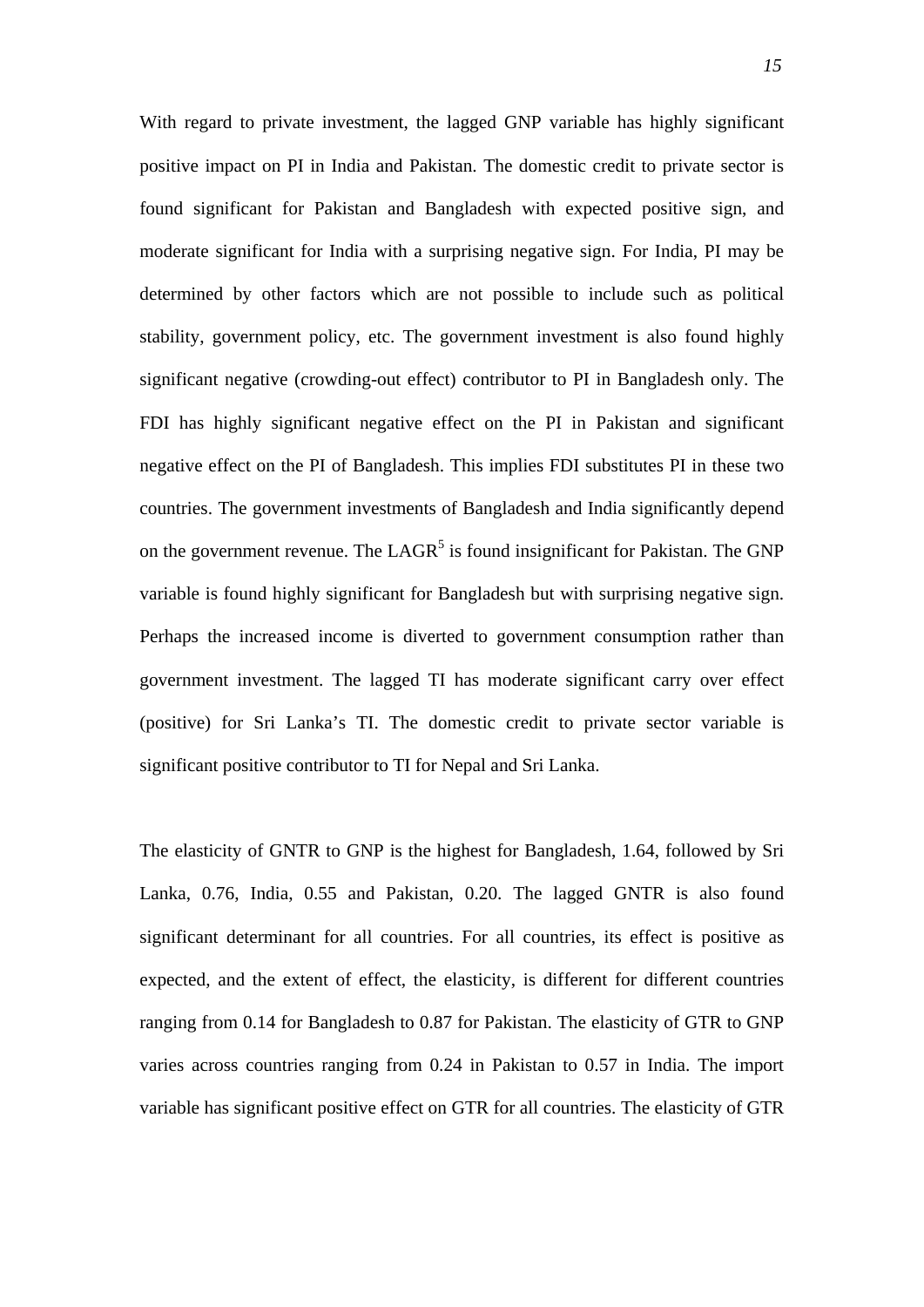With regard to private investment, the lagged GNP variable has highly significant positive impact on PI in India and Pakistan. The domestic credit to private sector is found significant for Pakistan and Bangladesh with expected positive sign, and moderate significant for India with a surprising negative sign. For India, PI may be determined by other factors which are not possible to include such as political stability, government policy, etc. The government investment is also found highly significant negative (crowding-out effect) contributor to PI in Bangladesh only. The FDI has highly significant negative effect on the PI in Pakistan and significant negative effect on the PI of Bangladesh. This implies FDI substitutes PI in these two countries. The government investments of Bangladesh and India significantly depend on the government revenue. The LAGR[5] is found insignificant for Pakistan. The GNP variable is found highly significant for Bangladesh but with surprising negative sign. Perhaps the increased income is diverted to government consumption rather than government investment. The lagged TI has moderate significant carry over effect (positive) for Sri Lanka's TI. The domestic credit to private sector variable is significant positive contributor to TI for Nepal and Sri Lanka.

The elasticity of GNTR to GNP is the highest for Bangladesh, 1.64, followed by Sri Lanka, 0.76, India, 0.55 and Pakistan, 0.20. The lagged GNTR is also found significant determinant for all countries. For all countries, its effect is positive as expected, and the extent of effect, the elasticity, is different for different countries ranging from 0.14 for Bangladesh to 0.87 for Pakistan. The elasticity of GTR to GNP varies across countries ranging from 0.24 in Pakistan to 0.57 in India. The import variable has significant positive effect on GTR for all countries. The elasticity of GTR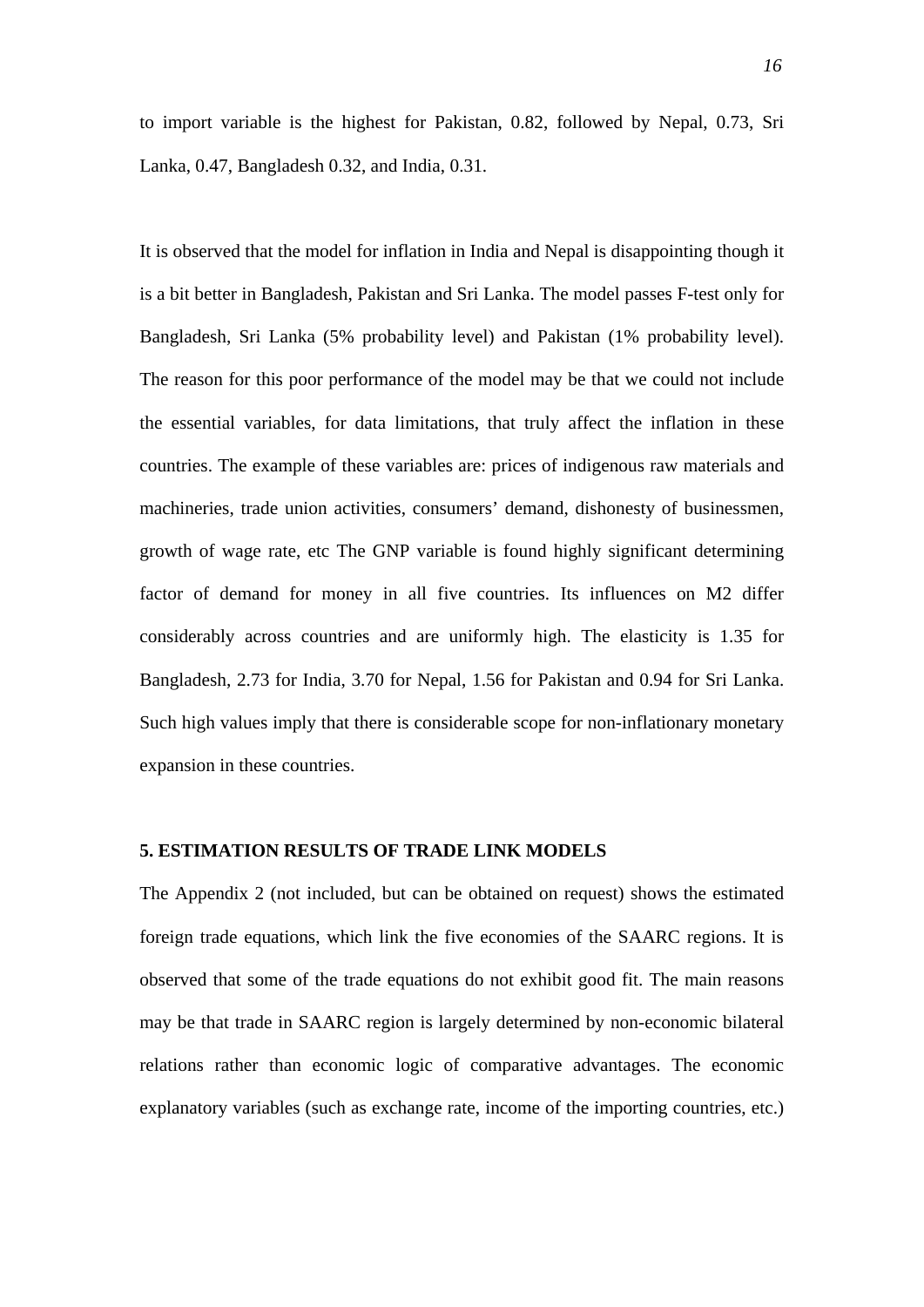to import variable is the highest for Pakistan, 0.82, followed by Nepal, 0.73, Sri Lanka, 0.47, Bangladesh 0.32, and India, 0.31.

It is observed that the model for inflation in India and Nepal is disappointing though it is a bit better in Bangladesh, Pakistan and Sri Lanka. The model passes F-test only for Bangladesh, Sri Lanka (5% probability level) and Pakistan (1% probability level). The reason for this poor performance of the model may be that we could not include the essential variables, for data limitations, that truly affect the inflation in these countries. The example of these variables are: prices of indigenous raw materials and machineries, trade union activities, consumers' demand, dishonesty of businessmen, growth of wage rate, etc The GNP variable is found highly significant determining factor of demand for money in all five countries. Its influences on M2 differ considerably across countries and are uniformly high. The elasticity is 1.35 for Bangladesh, 2.73 for India, 3.70 for Nepal, 1.56 for Pakistan and 0.94 for Sri Lanka. Such high values imply that there is considerable scope for non-inflationary monetary expansion in these countries.

## 5. ESTIMATION RESULTS OF TRADE LINK MODELS

The Appendix 2 (not included, but can be obtained on request) shows the estimated foreign trade equations, which link the five economies of the SAARC regions. It is observed that some of the trade equations do not exhibit good fit. The main reasons may be that trade in SAARC region is largely determined by non-economic bilateral relations rather than economic logic of comparative advantages. The economic explanatory variables (such as exchange rate, income of the importing countries, etc.)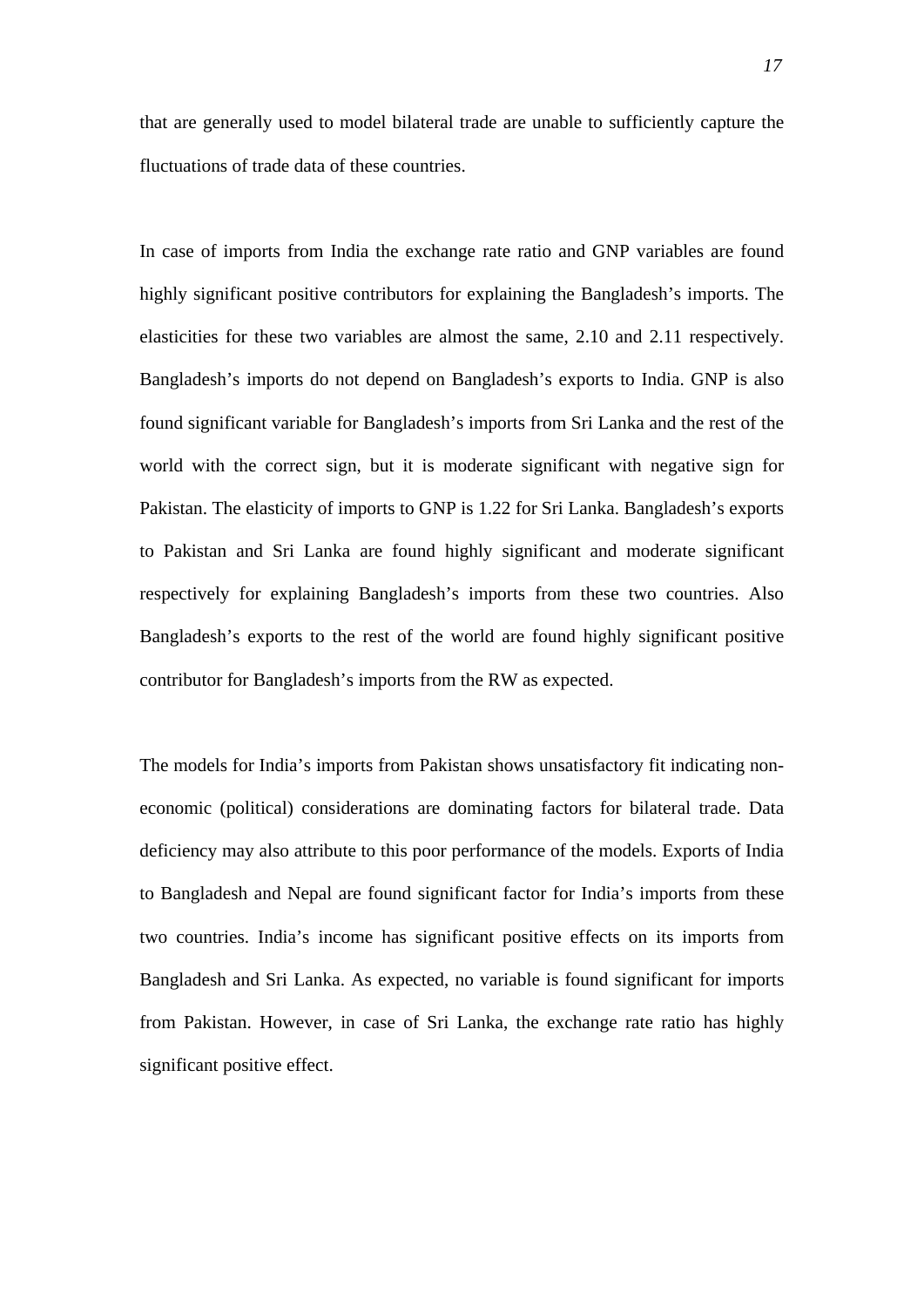that are generally used to model bilateral trade are unable to sufficiently capture the fluctuations of trade data of these countries.

In case of imports from India the exchange rate ratio and GNP variables are found highly significant positive contributors for explaining the Bangladesh's imports. The elasticities for these two variables are almost the same, 2.10 and 2.11 respectively. Bangladesh's imports do not depend on Bangladesh's exports to India. GNP is also found significant variable for Bangladesh's imports from Sri Lanka and the rest of the world with the correct sign, but it is moderate significant with negative sign for Pakistan. The elasticity of imports to GNP is 1.22 for Sri Lanka. Bangladesh's exports to Pakistan and Sri Lanka are found highly significant and moderate significant respectively for explaining Bangladesh's imports from these two countries. Also Bangladesh's exports to the rest of the world are found highly significant positive contributor for Bangladesh's imports from the RW as expected.

The models for India's imports from Pakistan shows unsatisfactory fit indicating non-economic (political) considerations are dominating factors for bilateral trade. Data deficiency may also attribute to this poor performance of the models. Exports of India to Bangladesh and Nepal are found significant factor for India's imports from these two countries. India's income has significant positive effects on its imports from Bangladesh and Sri Lanka. As expected, no variable is found significant for imports from Pakistan. However, in case of Sri Lanka, the exchange rate ratio has highly significant positive effect.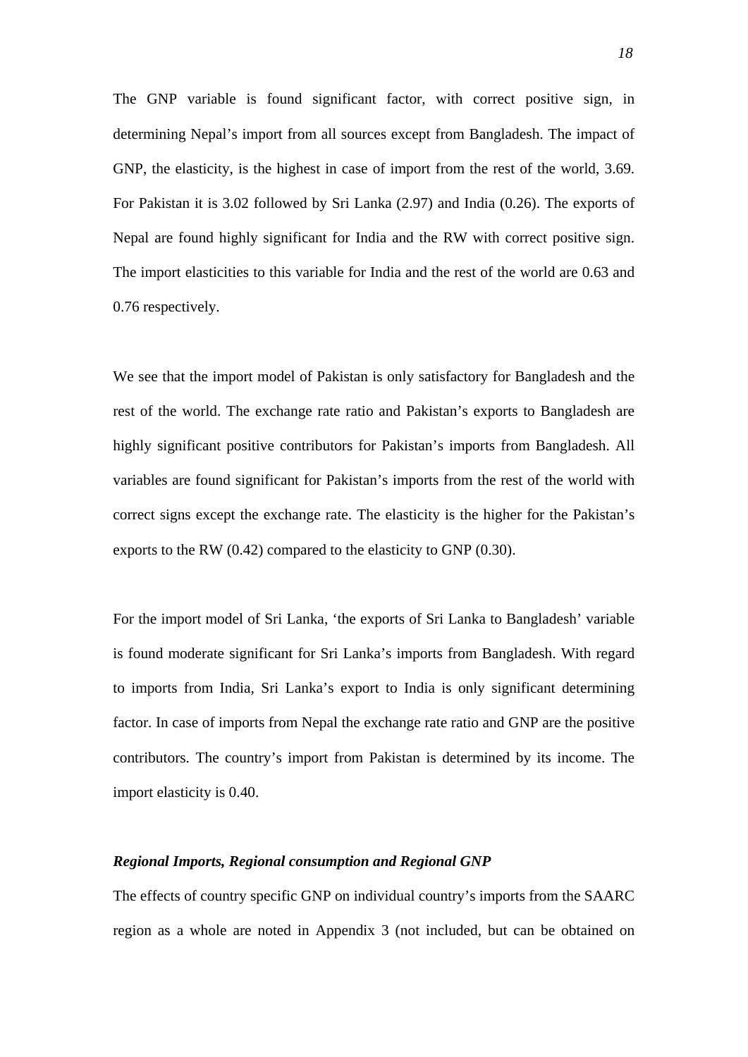The GNP variable is found significant factor, with correct positive sign, in determining Nepal's import from all sources except from Bangladesh. The impact of GNP, the elasticity, is the highest in case of import from the rest of the world, 3.69. For Pakistan it is 3.02 followed by Sri Lanka (2.97) and India (0.26). The exports of Nepal are found highly significant for India and the RW with correct positive sign. The import elasticities to this variable for India and the rest of the world are 0.63 and 0.76 respectively.

We see that the import model of Pakistan is only satisfactory for Bangladesh and the rest of the world. The exchange rate ratio and Pakistan's exports to Bangladesh are highly significant positive contributors for Pakistan's imports from Bangladesh. All variables are found significant for Pakistan's imports from the rest of the world with correct signs except the exchange rate. The elasticity is the higher for the Pakistan's exports to the RW (0.42) compared to the elasticity to GNP (0.30).

For the import model of Sri Lanka, 'the exports of Sri Lanka to Bangladesh' variable is found moderate significant for Sri Lanka's imports from Bangladesh. With regard to imports from India, Sri Lanka's export to India is only significant determining factor. In case of imports from Nepal the exchange rate ratio and GNP are the positive contributors. The country's import from Pakistan is determined by its income. The import elasticity is 0.40.

***Regional Imports, Regional consumption and Regional GNP***

The effects of country specific GNP on individual country's imports from the SAARC region as a whole are noted in Appendix 3 (not included, but can be obtained on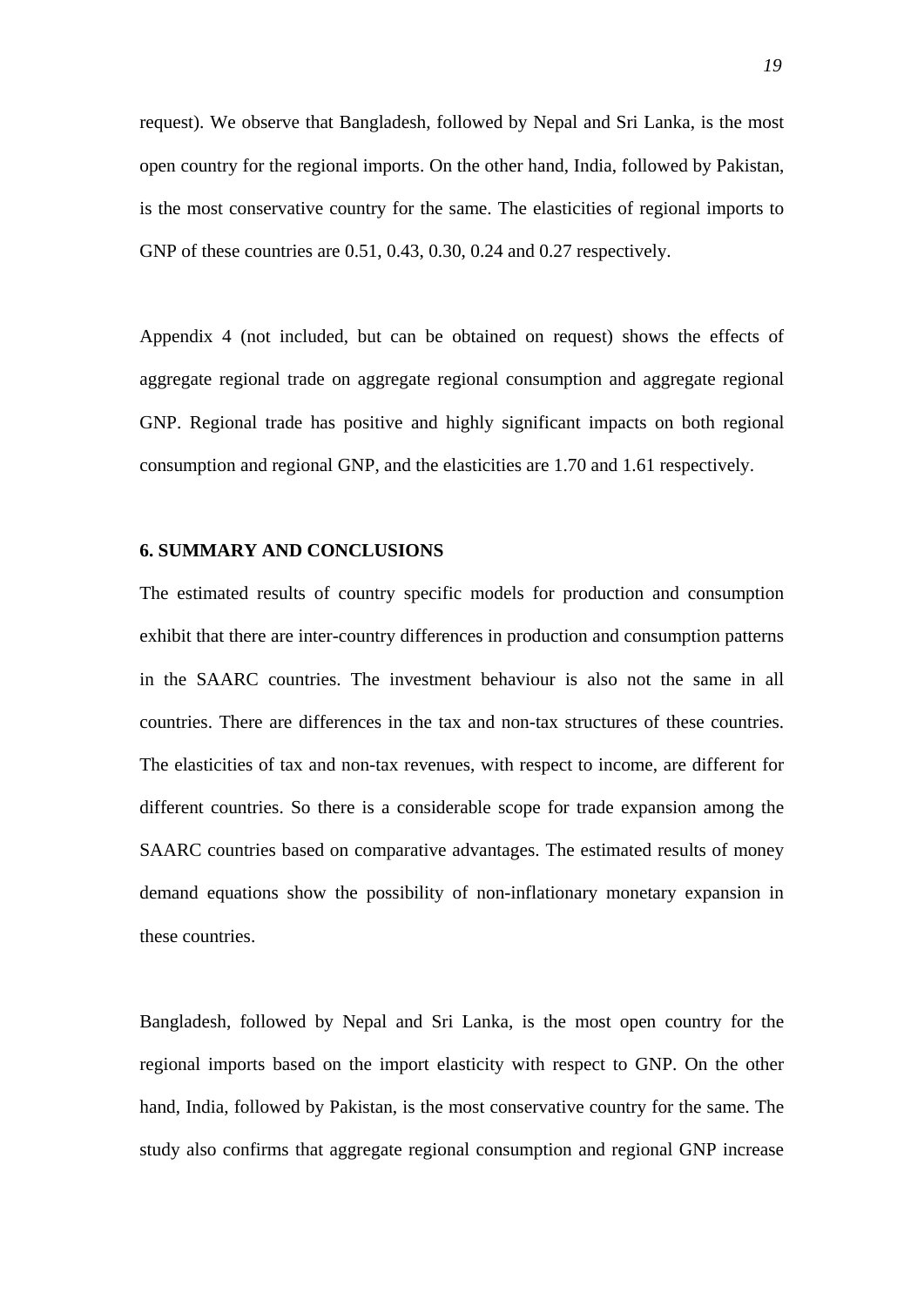request). We observe that Bangladesh, followed by Nepal and Sri Lanka, is the most open country for the regional imports. On the other hand, India, followed by Pakistan, is the most conservative country for the same. The elasticities of regional imports to GNP of these countries are 0.51, 0.43, 0.30, 0.24 and 0.27 respectively.

Appendix 4 (not included, but can be obtained on request) shows the effects of aggregate regional trade on aggregate regional consumption and aggregate regional GNP. Regional trade has positive and highly significant impacts on both regional consumption and regional GNP, and the elasticities are 1.70 and 1.61 respectively.

**6. SUMMARY AND CONCLUSIONS**

The estimated results of country specific models for production and consumption exhibit that there are inter-country differences in production and consumption patterns in the SAARC countries. The investment behaviour is also not the same in all countries. There are differences in the tax and non-tax structures of these countries. The elasticities of tax and non-tax revenues, with respect to income, are different for different countries. So there is a considerable scope for trade expansion among the SAARC countries based on comparative advantages. The estimated results of money demand equations show the possibility of non-inflationary monetary expansion in these countries.

Bangladesh, followed by Nepal and Sri Lanka, is the most open country for the regional imports based on the import elasticity with respect to GNP. On the other hand, India, followed by Pakistan, is the most conservative country for the same. The study also confirms that aggregate regional consumption and regional GNP increase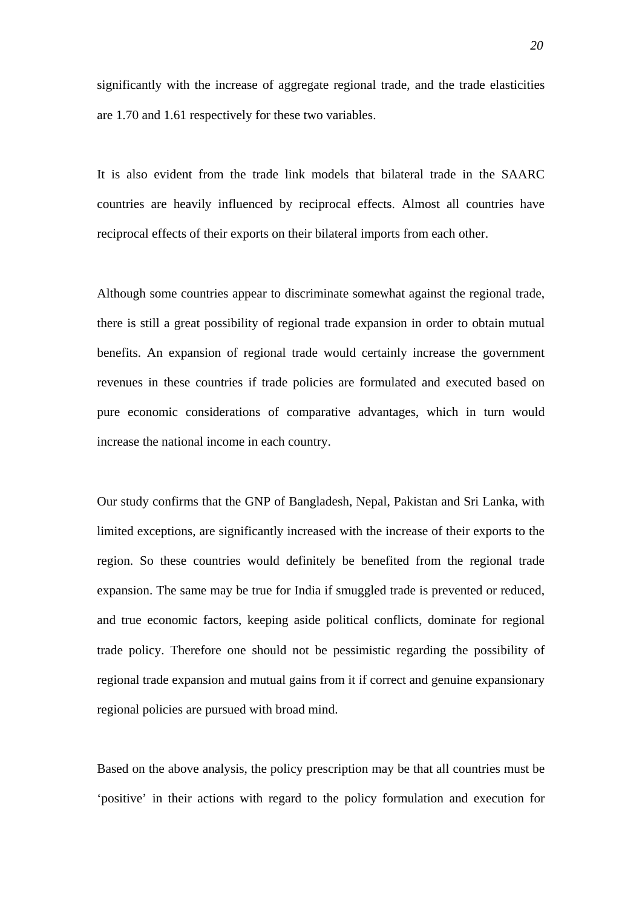significantly with the increase of aggregate regional trade, and the trade elasticities are 1.70 and 1.61 respectively for these two variables.

It is also evident from the trade link models that bilateral trade in the SAARC countries are heavily influenced by reciprocal effects. Almost all countries have reciprocal effects of their exports on their bilateral imports from each other.

Although some countries appear to discriminate somewhat against the regional trade, there is still a great possibility of regional trade expansion in order to obtain mutual benefits. An expansion of regional trade would certainly increase the government revenues in these countries if trade policies are formulated and executed based on pure economic considerations of comparative advantages, which in turn would increase the national income in each country.

Our study confirms that the GNP of Bangladesh, Nepal, Pakistan and Sri Lanka, with limited exceptions, are significantly increased with the increase of their exports to the region. So these countries would definitely be benefited from the regional trade expansion. The same may be true for India if smuggled trade is prevented or reduced, and true economic factors, keeping aside political conflicts, dominate for regional trade policy. Therefore one should not be pessimistic regarding the possibility of regional trade expansion and mutual gains from it if correct and genuine expansionary regional policies are pursued with broad mind.

Based on the above analysis, the policy prescription may be that all countries must be ‘positive’ in their actions with regard to the policy formulation and execution for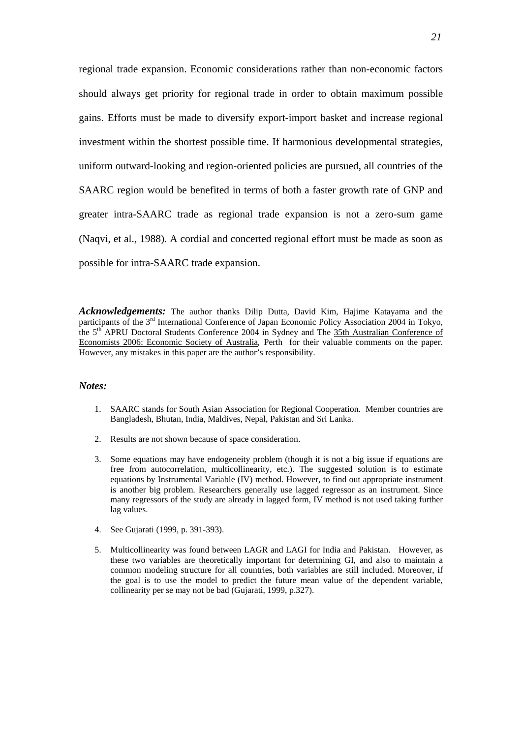regional trade expansion. Economic considerations rather than non-economic factors should always get priority for regional trade in order to obtain maximum possible gains. Efforts must be made to diversify export-import basket and increase regional investment within the shortest possible time. If harmonious developmental strategies, uniform outward-looking and region-oriented policies are pursued, all countries of the SAARC region would be benefited in terms of both a faster growth rate of GNP and greater intra-SAARC trade as regional trade expansion is not a zero-sum game (Naqvi, et al., 1988). A cordial and concerted regional effort must be made as soon as possible for intra-SAARC trade expansion.

***Acknowledgements:*** The author thanks Dilip Dutta, David Kim, Hajime Katayama and the participants of the 3rd International Conference of Japan Economic Policy Association 2004 in Tokyo, the 5th APRU Doctoral Students Conference 2004 in Sydney and The 35th Australian Conference of Economists 2006: Economic Society of Australia, Perth for their valuable comments on the paper. However, any mistakes in this paper are the author's responsibility.

### *Notes:*

1. SAARC stands for South Asian Association for Regional Cooperation. Member countries are Bangladesh, Bhutan, India, Maldives, Nepal, Pakistan and Sri Lanka.

2. Results are not shown because of space consideration.

3. Some equations may have endogeneity problem (though it is not a big issue if equations are free from autocorrelation, multicollinearity, etc.). The suggested solution is to estimate equations by Instrumental Variable (IV) method. However, to find out appropriate instrument is another big problem. Researchers generally use lagged regressor as an instrument. Since many regressors of the study are already in lagged form, IV method is not used taking further lag values.

4. See Gujarati (1999, p. 391-393).

5. Multicollinearity was found between LAGR and LAGI for India and Pakistan. However, as these two variables are theoretically important for determining GI, and also to maintain a common modeling structure for all countries, both variables are still included. Moreover, if the goal is to use the model to predict the future mean value of the dependent variable, collinearity per se may not be bad (Gujarati, 1999, p.327).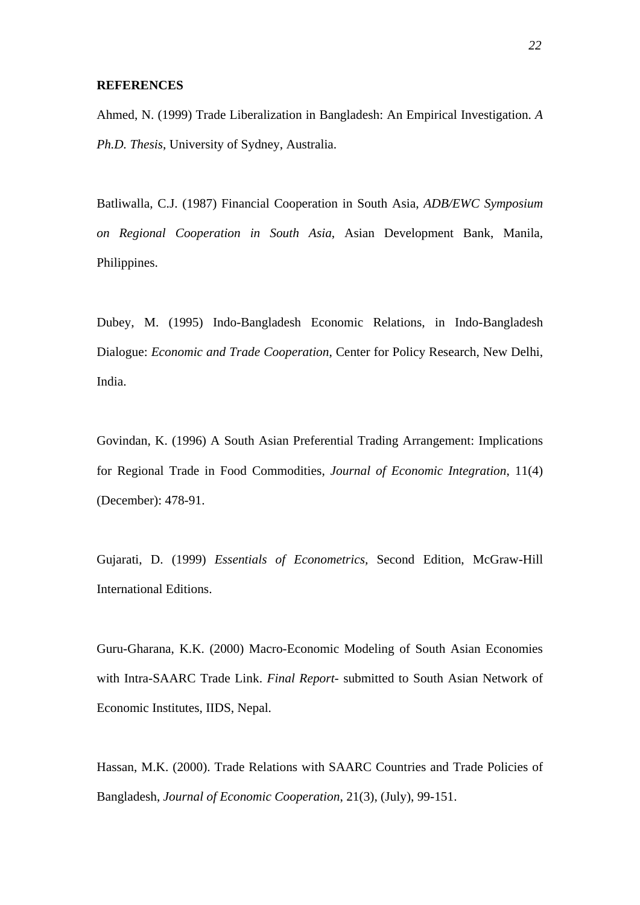**REFERENCES**

Ahmed, N. (1999) Trade Liberalization in Bangladesh: An Empirical Investigation. *A Ph.D. Thesis*, University of Sydney, Australia.

Batliwalla, C.J. (1987) Financial Cooperation in South Asia, *ADB/EWC Symposium on Regional Cooperation in South Asia*, Asian Development Bank, Manila, Philippines.

Dubey, M. (1995) Indo-Bangladesh Economic Relations, in Indo-Bangladesh Dialogue: *Economic and Trade Cooperation*, Center for Policy Research, New Delhi, India.

Govindan, K. (1996) A South Asian Preferential Trading Arrangement: Implications for Regional Trade in Food Commodities, *Journal of Economic Integration*, 11(4) (December): 478-91.

Gujarati, D. (1999) *Essentials of Econometrics*, Second Edition, McGraw-Hill International Editions.

Guru-Gharana, K.K. (2000) Macro-Economic Modeling of South Asian Economies with Intra-SAARC Trade Link. *Final Report*- submitted to South Asian Network of Economic Institutes, IIDS, Nepal.

Hassan, M.K. (2000). Trade Relations with SAARC Countries and Trade Policies of Bangladesh, *Journal of Economic Cooperation*, 21(3), (July), 99-151.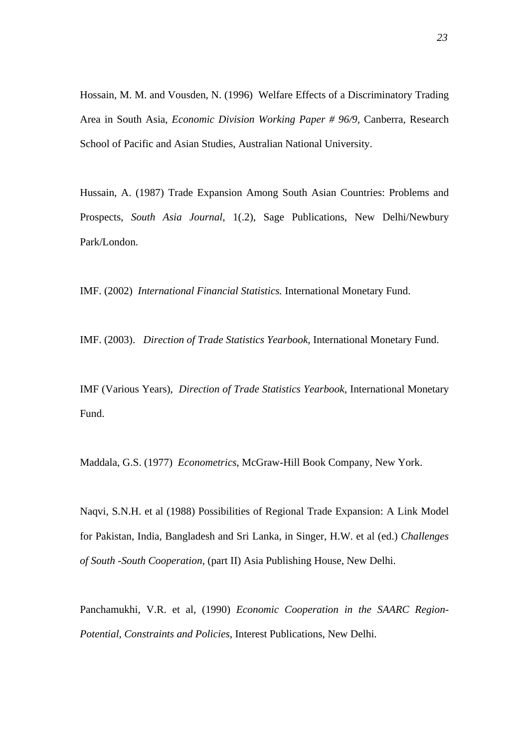Hossain, M. M. and Vousden, N. (1996) Welfare Effects of a Discriminatory Trading Area in South Asia, *Economic Division Working Paper # 96/9*, Canberra, Research School of Pacific and Asian Studies, Australian National University.

Hussain, A. (1987) Trade Expansion Among South Asian Countries: Problems and Prospects, *South Asia Journal*, 1(.2), Sage Publications, New Delhi/Newbury Park/London.

IMF. (2002) *International Financial Statistics.* International Monetary Fund.

IMF. (2003). *Direction of Trade Statistics Yearbook*, International Monetary Fund.

IMF (Various Years), *Direction of Trade Statistics Yearbook*, International Monetary Fund.

Maddala, G.S. (1977) *Econometrics*, McGraw-Hill Book Company, New York.

Naqvi, S.N.H. et al (1988) Possibilities of Regional Trade Expansion: A Link Model for Pakistan, India, Bangladesh and Sri Lanka, in Singer, H.W. et al (ed.) *Challenges of South -South Cooperation*, (part II) Asia Publishing House, New Delhi.

Panchamukhi, V.R. et al, (1990) *Economic Cooperation in the SAARC Region-Potential, Constraints and Policies*, Interest Publications, New Delhi.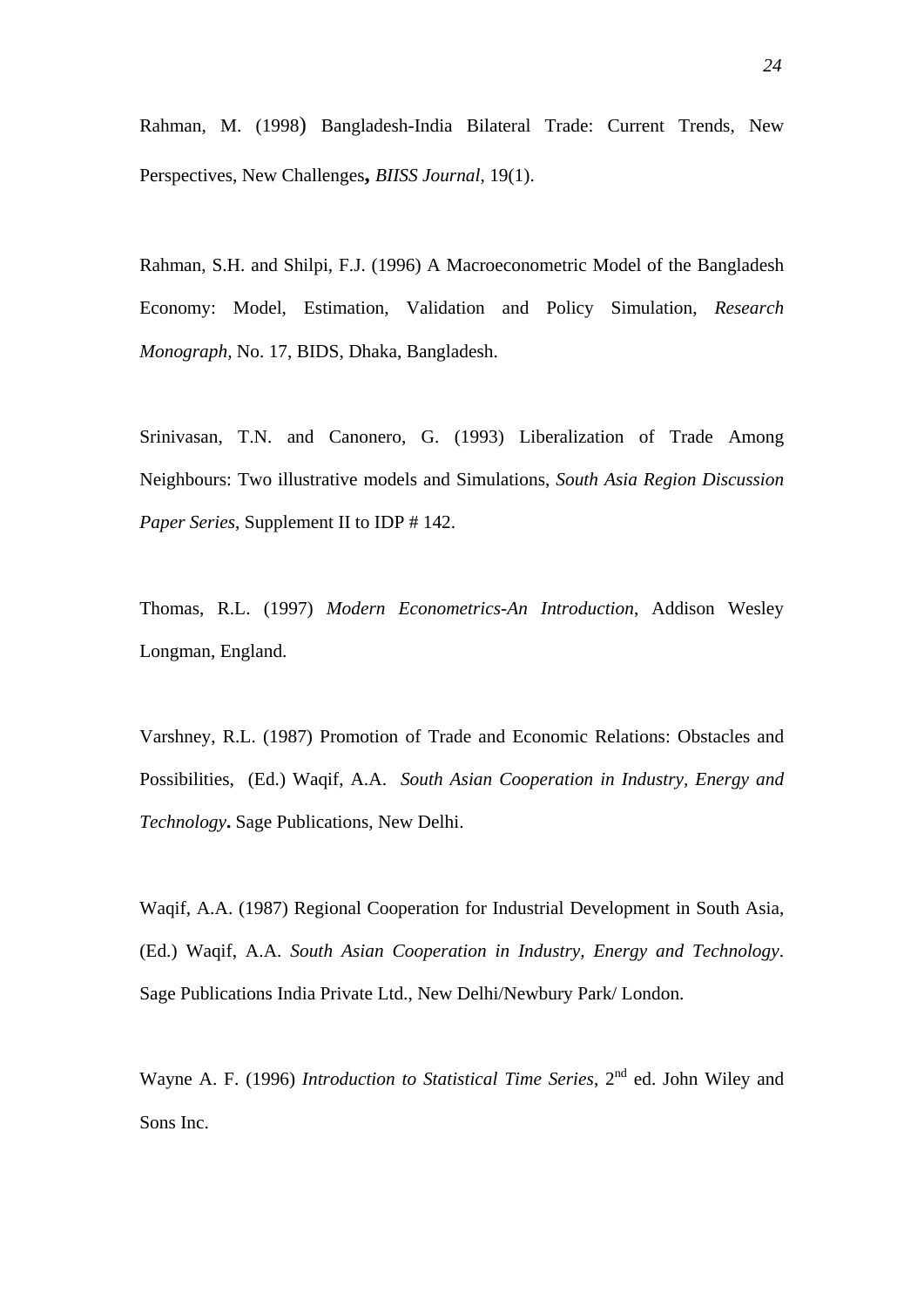Rahman, M. (1998) Bangladesh-India Bilateral Trade: Current Trends, New Perspectives, New Challenges**,** *BIISS Journal*, 19(1).

Rahman, S.H. and Shilpi, F.J. (1996) A Macroeconometric Model of the Bangladesh Economy: Model, Estimation, Validation and Policy Simulation, *Research Monograph*, No. 17, BIDS, Dhaka, Bangladesh.

Srinivasan, T.N. and Canonero, G. (1993) Liberalization of Trade Among Neighbours: Two illustrative models and Simulations, *South Asia Region Discussion Paper Series*, Supplement II to IDP # 142.

Thomas, R.L. (1997) *Modern Econometrics-An Introduction*, Addison Wesley Longman, England.

Varshney, R.L. (1987) Promotion of Trade and Economic Relations: Obstacles and Possibilities, (Ed.) Waqif, A.A. *South Asian Cooperation in Industry, Energy and Technology***.** Sage Publications, New Delhi.

Waqif, A.A. (1987) Regional Cooperation for Industrial Development in South Asia, (Ed.) Waqif, A.A. *South Asian Cooperation in Industry, Energy and Technology*. Sage Publications India Private Ltd., New Delhi/Newbury Park/ London.

Wayne A. F. (1996) *Introduction to Statistical Time Series*, 2nd ed. John Wiley and Sons Inc.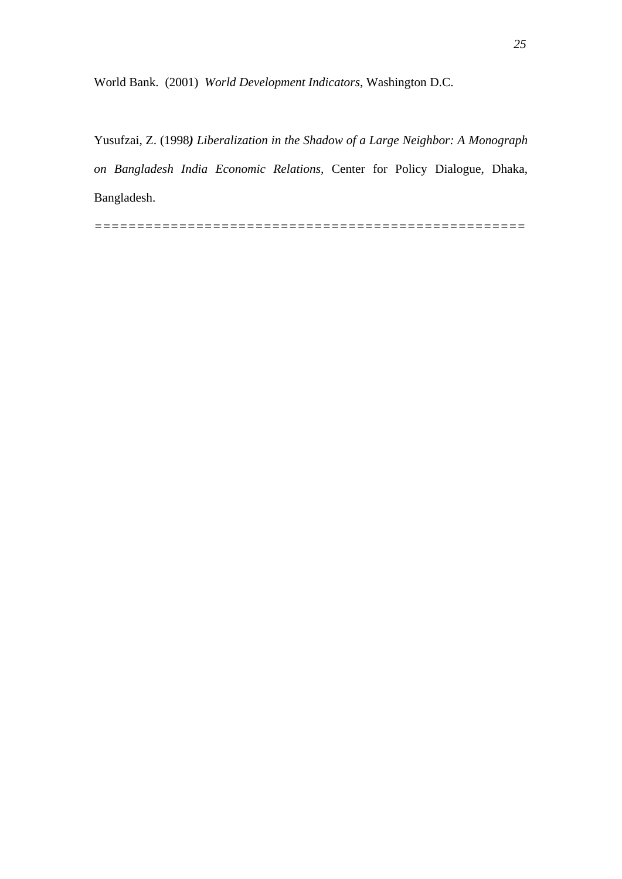World Bank. (2001) *World Development Indicators,* Washington D.C.

Yusufzai, Z. (1998*) Liberalization in the Shadow of a Large Neighbor: A Monograph on Bangladesh India Economic Relations,* Center for Policy Dialogue, Dhaka, Bangladesh.

==================================================